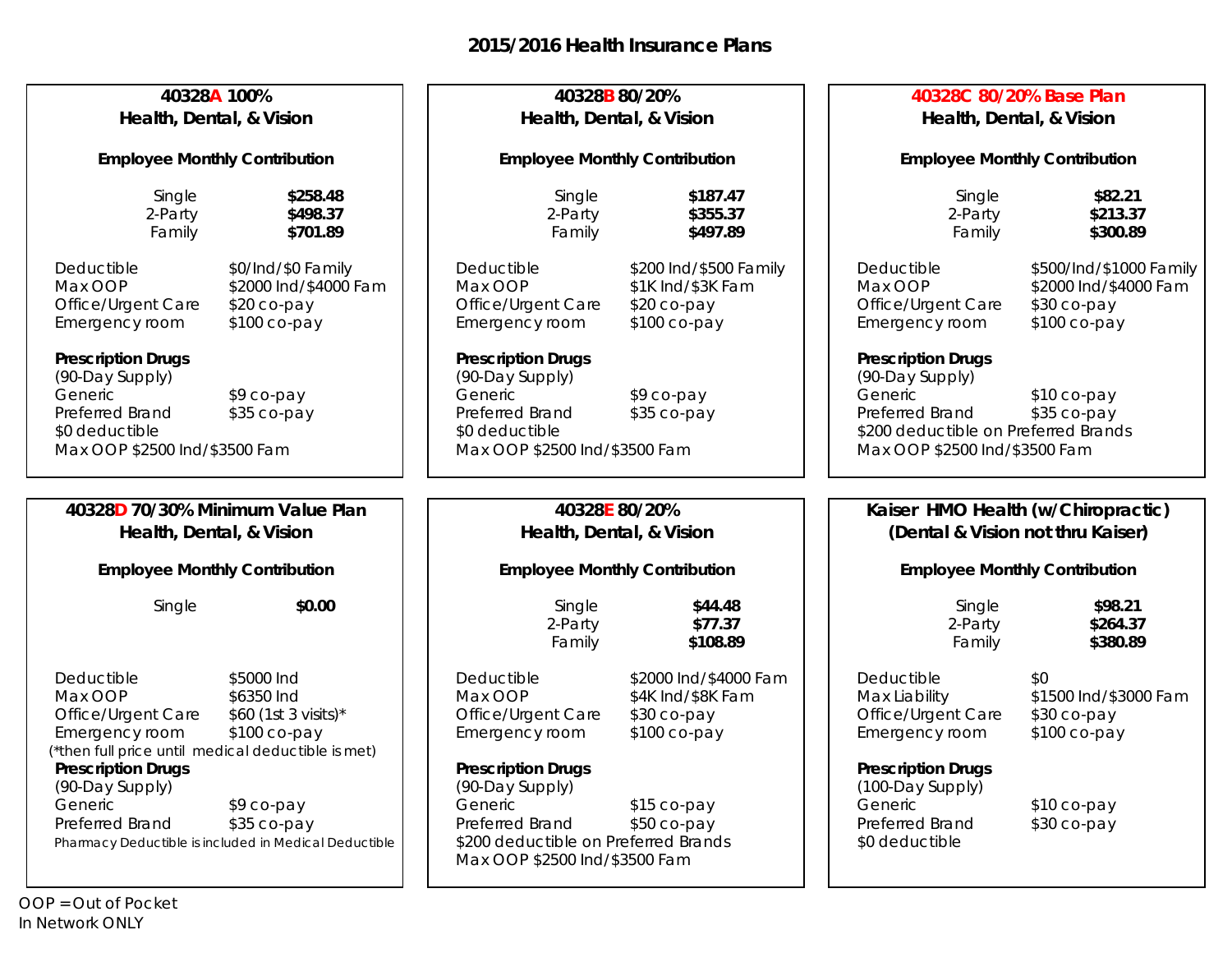# 2015/2016 Health Insurance Plans

## 40328A 100%
### Health, Dental, & Vision

**Employee Monthly Contribution**

| | |
|---|---|
| Single | **$258.48** |
| 2-Party | **$498.37** |
| Family | **$701.89** |

| | |
|---|---|
| Deductible | $0/Ind/$0 Family |
| Max OOP | $2000 Ind/$4000 Fam |
| Office/Urgent Care | $20 co-pay |
| Emergency room | $100 co-pay |

**Prescription Drugs**
(90-Day Supply)

| | |
|---|---|
| Generic | $9 co-pay |
| Preferred Brand | $35 co-pay |

$0 deductible
Max OOP $2500 Ind/$3500 Fam

## 40328B 80/20%
### Health, Dental, & Vision

**Employee Monthly Contribution**

| | |
|---|---|
| Single | **$187.47** |
| 2-Party | **$355.37** |
| Family | **$497.89** |

| | |
|---|---|
| Deductible | $200 Ind/$500 Family |
| Max OOP | $1K Ind/$3K Fam |
| Office/Urgent Care | $20 co-pay |
| Emergency room | $100 co-pay |

**Prescription Drugs**
(90-Day Supply)

| | |
|---|---|
| Generic | $9 co-pay |
| Preferred Brand | $35 co-pay |

$0 deductible
Max OOP $2500 Ind/$3500 Fam

## 40328C 80/20% Base Plan
### Health, Dental, & Vision

**Employee Monthly Contribution**

| | |
|---|---|
| Single | **$82.21** |
| 2-Party | **$213.37** |
| Family | **$300.89** |

| | |
|---|---|
| Deductible | $500/Ind/$1000 Family |
| Max OOP | $2000 Ind/$4000 Fam |
| Office/Urgent Care | $30 co-pay |
| Emergency room | $100 co-pay |

**Prescription Drugs**
(90-Day Supply)

| | |
|---|---|
| Generic | $10 co-pay |
| Preferred Brand | $35 co-pay |

$200 deductible on Preferred Brands
Max OOP $2500 Ind/$3500 Fam

## 40328D 70/30% Minimum Value Plan
### Health, Dental, & Vision

**Employee Monthly Contribution**

| | |
|---|---|
| Single | **$0.00** |

| | |
|---|---|
| Deductible | $5000 Ind |
| Max OOP | $6350 Ind |
| Office/Urgent Care | $60 (1st 3 visits)* |
| Emergency room | $100 co-pay |

(*then full price until medical deductible is met)

**Prescription Drugs**
(90-Day Supply)

| | |
|---|---|
| Generic | $9 co-pay |
| Preferred Brand | $35 co-pay |

Pharmacy Deductible is included in Medical Deductible

## 40328E 80/20%
### Health, Dental, & Vision

**Employee Monthly Contribution**

| | |
|---|---|
| Single | **$44.48** |
| 2-Party | **$77.37** |
| Family | **$108.89** |

| | |
|---|---|
| Deductible | $2000 Ind/$4000 Fam |
| Max OOP | $4K Ind/$8K Fam |
| Office/Urgent Care | $30 co-pay |
| Emergency room | $100 co-pay |

**Prescription Drugs**
(90-Day Supply)

| | |
|---|---|
| Generic | $15 co-pay |
| Preferred Brand | $50 co-pay |

$200 deductible on Preferred Brands
Max OOP $2500 Ind/$3500 Fam

## Kaiser HMO Health (w/Chiropractic)
### (Dental & Vision not thru Kaiser)

**Employee Monthly Contribution**

| | |
|---|---|
| Single | **$98.21** |
| 2-Party | **$264.37** |
| Family | **$380.89** |

| | |
|---|---|
| Deductible | $0 |
| Max Liability | $1500 Ind/$3000 Fam |
| Office/Urgent Care | $30 co-pay |
| Emergency room | $100 co-pay |

**Prescription Drugs**
(100-Day Supply)

| | |
|---|---|
| Generic | $10 co-pay |
| Preferred Brand | $30 co-pay |

$0 deductible

OOP = Out of Pocket
In Network ONLY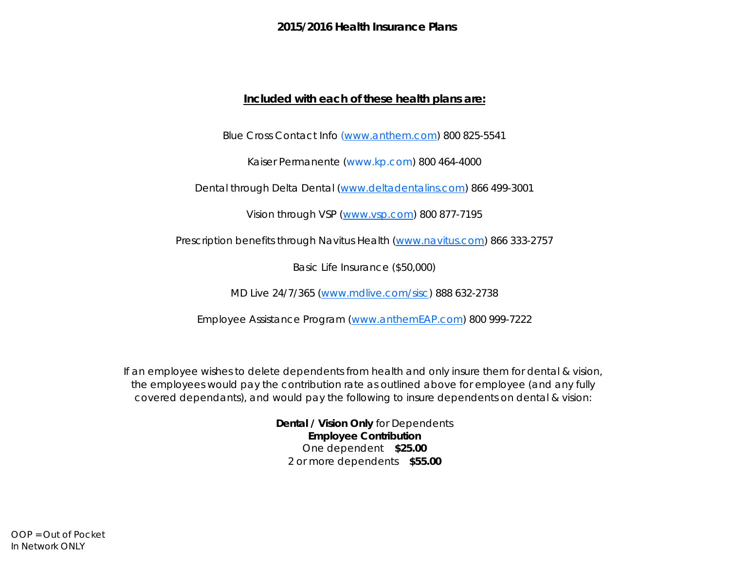**2015/2016 Health Insurance Plans**

**Included with each of these health plans are:**

Blue Cross Contact Info (www.anthem.com) 800 825-5541

Kaiser Permanente (www.kp.com) 800 464-4000

Dental through Delta Dental (www.deltadentalins.com) 866 499-3001

Vision through VSP (www.vsp.com) 800 877-7195

Prescription benefits through Navitus Health (www.navitus.com) 866 333-2757

Basic Life Insurance ($50,000)

MD Live 24/7/365 (www.mdlive.com/sisc) 888 632-2738

Employee Assistance Program (www.anthemEAP.com) 800 999-7222

If an employee wishes to delete dependents from health and only insure them for dental & vision, the employees would pay the contribution rate as outlined above for employee (and any fully covered dependants), and would pay the following to insure dependents on dental & vision:

**Dental / Vision Only** for Dependents
**Employee Contribution**
One dependent **$25.00**
2 or more dependents **$55.00**

OOP = Out of Pocket
In Network ONLY